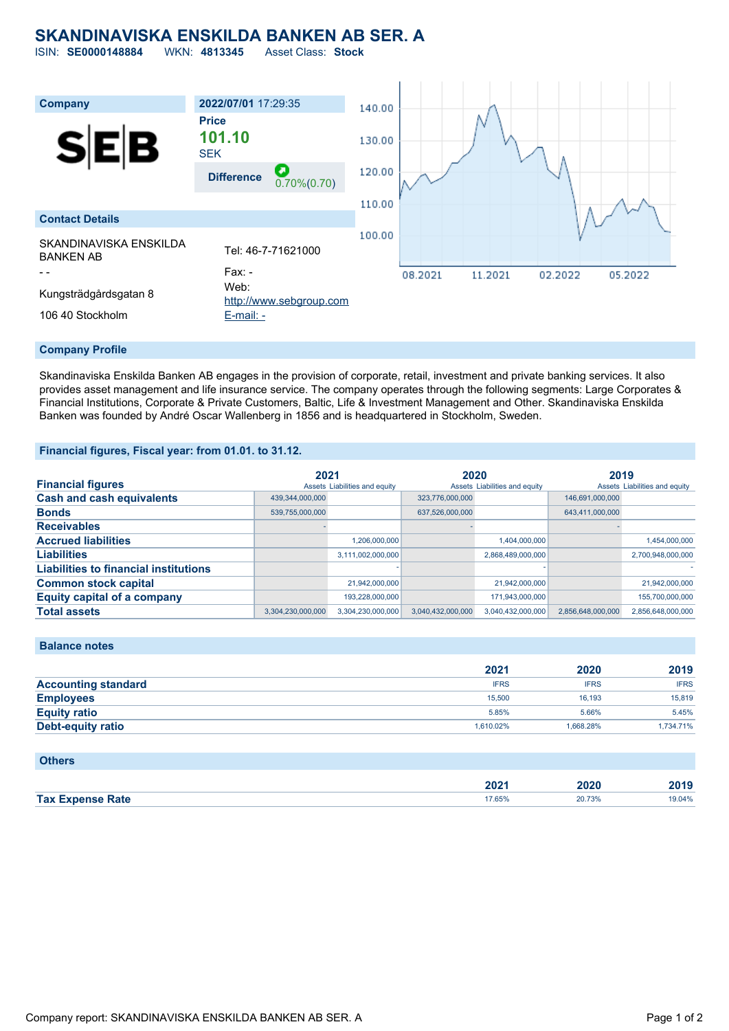# SKANDINAVISKA ENSKILDA BANKEN AB SER. A

ISIN: **SE0000148884** WKN: **4813345** Asset Class: **Stock**

| Company | 2022/07/01 17:29:35 |
|---|---|
| | **Price** |
| | **101.10** SEK |
| | **Difference** 0.70%(0.70) |

## Contact Details

SKANDINAVISKA ENSKILDA BANKEN AB

- -

Kungsträdgårdsgatan 8

106 40 Stockholm

Tel: 46-7-71621000

Fax: -

Web: http://www.sebgroup.com

E-mail: -

## Company Profile

Skandinaviska Enskilda Banken AB engages in the provision of corporate, retail, investment and private banking services. It also provides asset management and life insurance service. The company operates through the following segments: Large Corporates & Financial Institutions, Corporate & Private Customers, Baltic, Life & Investment Management and Other. Skandinaviska Enskilda Banken was founded by André Oscar Wallenberg in 1856 and is headquartered in Stockholm, Sweden.

## Financial figures, Fiscal year: from 01.01. to 31.12.

| Financial figures | 2021 | | 2020 | | 2019 | |
|---|---|---|---|---|---|---|
| | Assets | Liabilities and equity | Assets | Liabilities and equity | Assets | Liabilities and equity |
| **Cash and cash equivalents** | 439,344,000,000 | | 323,776,000,000 | | 146,691,000,000 | |
| **Bonds** | 539,755,000,000 | | 637,526,000,000 | | 643,411,000,000 | |
| **Receivables** | - | | - | | - | |
| **Accrued liabilities** | | 1,206,000,000 | | 1,404,000,000 | | 1,454,000,000 |
| **Liabilities** | | 3,111,002,000,000 | | 2,868,489,000,000 | | 2,700,948,000,000 |
| **Liabilities to financial institutions** | | - | | - | | - |
| **Common stock capital** | | 21,942,000,000 | | 21,942,000,000 | | 21,942,000,000 |
| **Equity capital of a company** | | 193,228,000,000 | | 171,943,000,000 | | 155,700,000,000 |
| **Total assets** | 3,304,230,000,000 | 3,304,230,000,000 | 3,040,432,000,000 | 3,040,432,000,000 | 2,856,648,000,000 | 2,856,648,000,000 |

## Balance notes

| | 2021 | 2020 | 2019 |
|---|---|---|---|
| **Accounting standard** | IFRS | IFRS | IFRS |
| **Employees** | 15,500 | 16,193 | 15,819 |
| **Equity ratio** | 5.85% | 5.66% | 5.45% |
| **Debt-equity ratio** | 1,610.02% | 1,668.28% | 1,734.71% |

## Others

| | 2021 | 2020 | 2019 |
|---|---|---|---|
| **Tax Expense Rate** | 17.65% | 20.73% | 19.04% |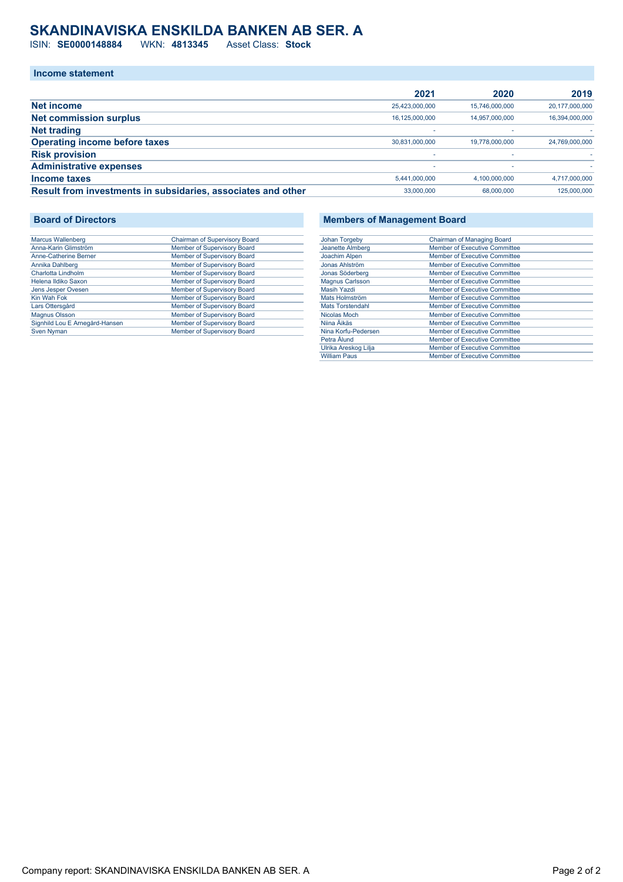# SKANDINAVISKA ENSKILDA BANKEN AB SER. A

ISIN: **SE0000148884** WKN: **4813345** Asset Class: **Stock**

## Income statement

| | 2021 | 2020 | 2019 |
|---|---|---|---|
| **Net income** | 25,423,000,000 | 15,746,000,000 | 20,177,000,000 |
| **Net commission surplus** | 16,125,000,000 | 14,957,000,000 | 16,394,000,000 |
| **Net trading** | - | - | - |
| **Operating income before taxes** | 30,831,000,000 | 19,778,000,000 | 24,769,000,000 |
| **Risk provision** | - | - | - |
| **Administrative expenses** | - | - | - |
| **Income taxes** | 5,441,000,000 | 4,100,000,000 | 4,717,000,000 |
| **Result from investments in subsidaries, associates and other** | 33,000,000 | 68,000,000 | 125,000,000 |

## Board of Directors

| | |
|---|---|
| Marcus Wallenberg | Chairman of Supervisory Board |
| Anna-Karin Glimström | Member of Supervisory Board |
| Anne-Catherine Berner | Member of Supervisory Board |
| Annika Dahlberg | Member of Supervisory Board |
| Charlotta Lindholm | Member of Supervisory Board |
| Helena Ildiko Saxon | Member of Supervisory Board |
| Jens Jesper Ovesen | Member of Supervisory Board |
| Kin Wah Fok | Member of Supervisory Board |
| Lars Ottersgård | Member of Supervisory Board |
| Magnus Olsson | Member of Supervisory Board |
| Signhild Lou E Arnegård-Hansen | Member of Supervisory Board |
| Sven Nyman | Member of Supervisory Board |

## Members of Management Board

| | |
|---|---|
| Johan Torgeby | Chairman of Managing Board |
| Jeanette Almberg | Member of Executive Committee |
| Joachim Alpen | Member of Executive Committee |
| Jonas Ahlström | Member of Executive Committee |
| Jonas Söderberg | Member of Executive Committee |
| Magnus Carlsson | Member of Executive Committee |
| Masih Yazdi | Member of Executive Committee |
| Mats Holmström | Member of Executive Committee |
| Mats Torstendahl | Member of Executive Committee |
| Nicolas Moch | Member of Executive Committee |
| Niina Äikäs | Member of Executive Committee |
| Nina Korfu-Pedersen | Member of Executive Committee |
| Petra Ålund | Member of Executive Committee |
| Ulrika Areskog Lilja | Member of Executive Committee |
| William Paus | Member of Executive Committee |